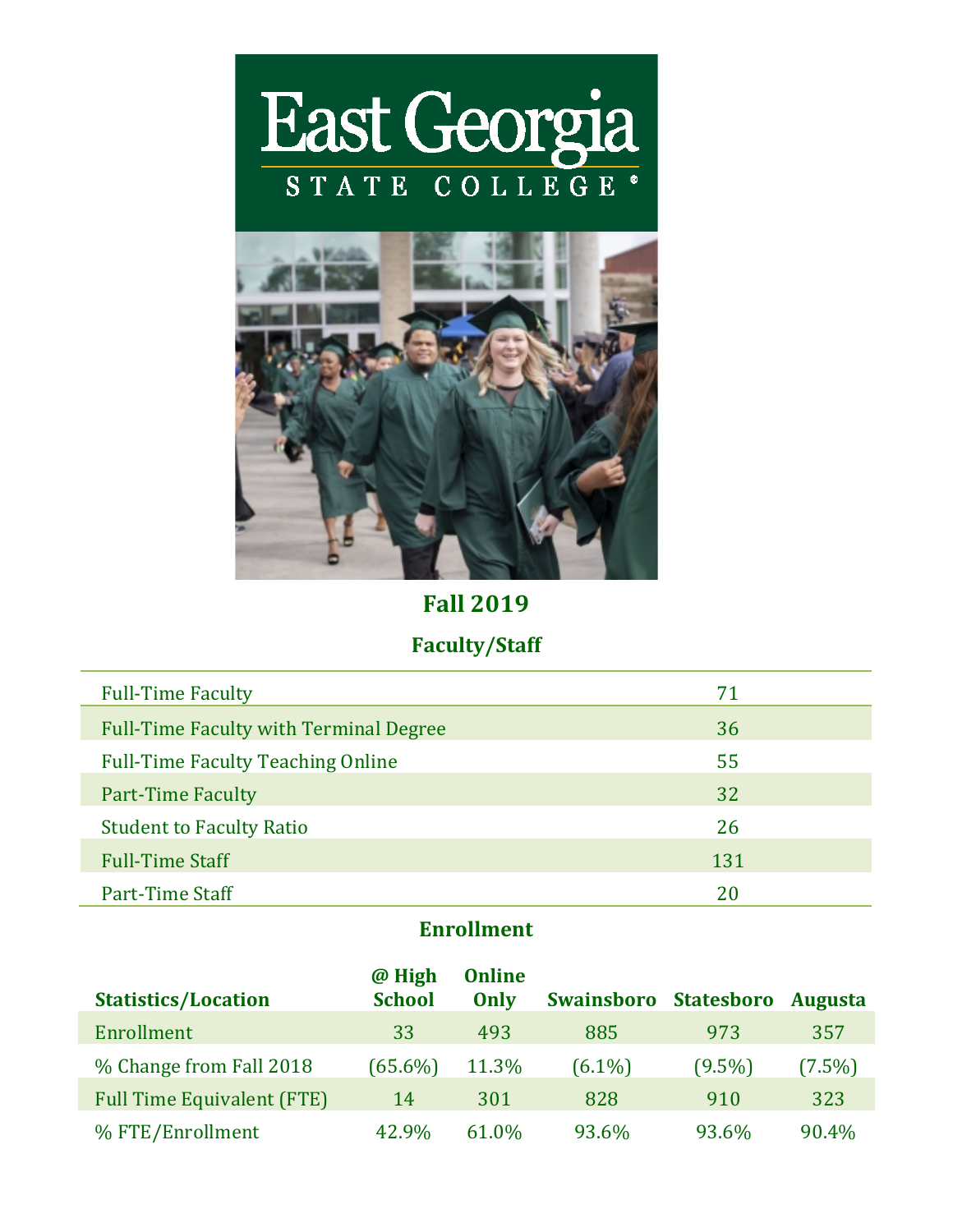# East Georgia State College

## Fall 2019

### Faculty/Staff

| | |
|---|---|
| Full-Time Faculty | 71 |
| Full-Time Faculty with Terminal Degree | 36 |
| Full-Time Faculty Teaching Online | 55 |
| Part-Time Faculty | 32 |
| Student to Faculty Ratio | 26 |
| Full-Time Staff | 131 |
| Part-Time Staff | 20 |

### Enrollment

| Statistics/Location | @ High School | Online Only | Swainsboro | Statesboro | Augusta |
|---|---|---|---|---|---|
| Enrollment | 33 | 493 | 885 | 973 | 357 |
| % Change from Fall 2018 | (65.6%) | 11.3% | (6.1%) | (9.5%) | (7.5%) |
| Full Time Equivalent (FTE) | 14 | 301 | 828 | 910 | 323 |
| % FTE/Enrollment | 42.9% | 61.0% | 93.6% | 93.6% | 90.4% |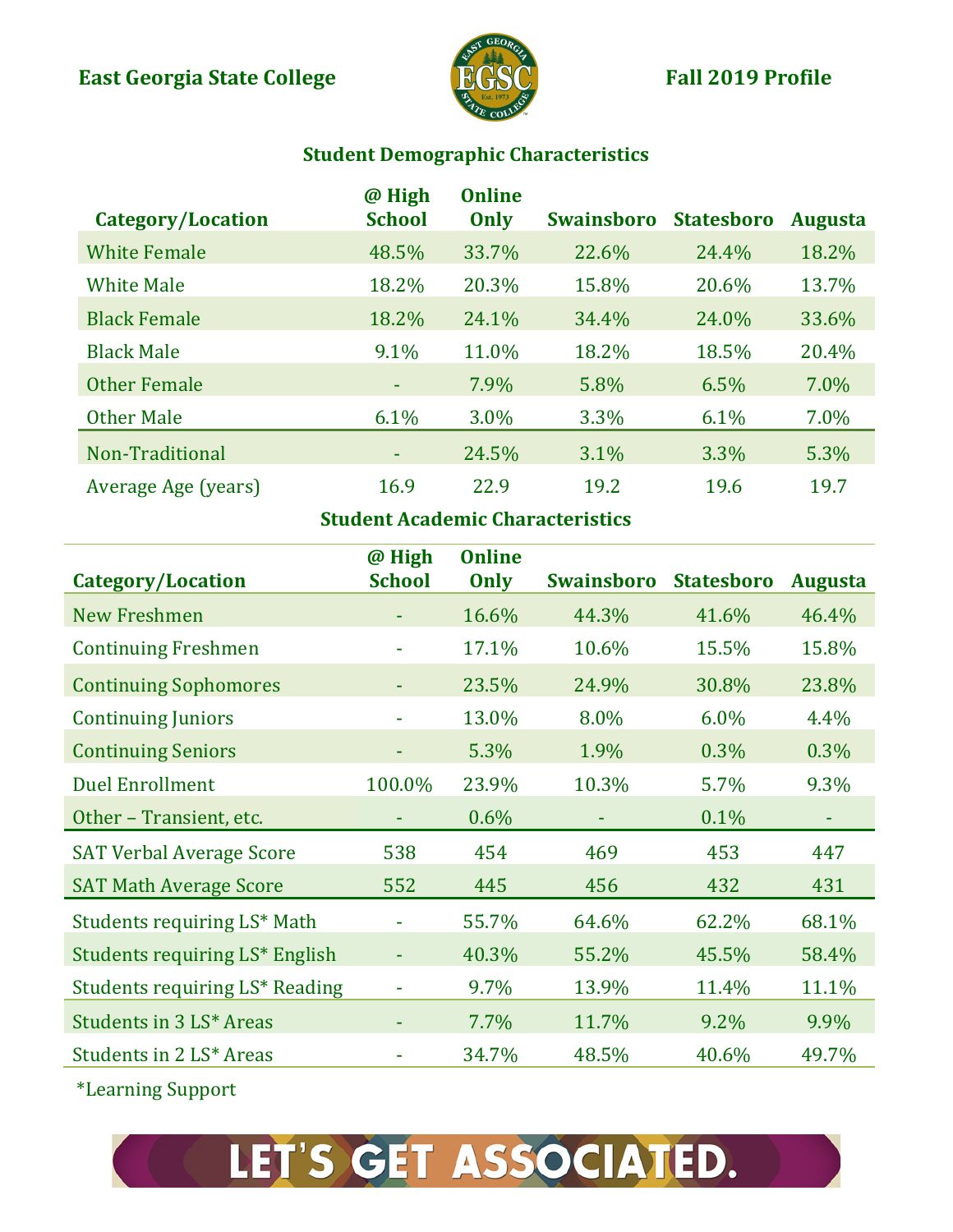**East Georgia State College** **Fall 2019 Profile**

## Student Demographic Characteristics

| Category/Location | @ High School | Online Only | Swainsboro | Statesboro | Augusta |
|---|---|---|---|---|---|
| White Female | 48.5% | 33.7% | 22.6% | 24.4% | 18.2% |
| White Male | 18.2% | 20.3% | 15.8% | 20.6% | 13.7% |
| Black Female | 18.2% | 24.1% | 34.4% | 24.0% | 33.6% |
| Black Male | 9.1% | 11.0% | 18.2% | 18.5% | 20.4% |
| Other Female | - | 7.9% | 5.8% | 6.5% | 7.0% |
| Other Male | 6.1% | 3.0% | 3.3% | 6.1% | 7.0% |
| Non-Traditional | - | 24.5% | 3.1% | 3.3% | 5.3% |
| Average Age (years) | 16.9 | 22.9 | 19.2 | 19.6 | 19.7 |

## Student Academic Characteristics

| Category/Location | @ High School | Online Only | Swainsboro | Statesboro | Augusta |
|---|---|---|---|---|---|
| New Freshmen | - | 16.6% | 44.3% | 41.6% | 46.4% |
| Continuing Freshmen | - | 17.1% | 10.6% | 15.5% | 15.8% |
| Continuing Sophomores | - | 23.5% | 24.9% | 30.8% | 23.8% |
| Continuing Juniors | - | 13.0% | 8.0% | 6.0% | 4.4% |
| Continuing Seniors | - | 5.3% | 1.9% | 0.3% | 0.3% |
| Duel Enrollment | 100.0% | 23.9% | 10.3% | 5.7% | 9.3% |
| Other – Transient, etc. | - | 0.6% | - | 0.1% | - |
| SAT Verbal Average Score | 538 | 454 | 469 | 453 | 447 |
| SAT Math Average Score | 552 | 445 | 456 | 432 | 431 |
| Students requiring LS* Math | - | 55.7% | 64.6% | 62.2% | 68.1% |
| Students requiring LS* English | - | 40.3% | 55.2% | 45.5% | 58.4% |
| Students requiring LS* Reading | - | 9.7% | 13.9% | 11.4% | 11.1% |
| Students in 3 LS* Areas | - | 7.7% | 11.7% | 9.2% | 9.9% |
| Students in 2 LS* Areas | - | 34.7% | 48.5% | 40.6% | 49.7% |

*Learning Support

LET'S GET ASSOCIATED.